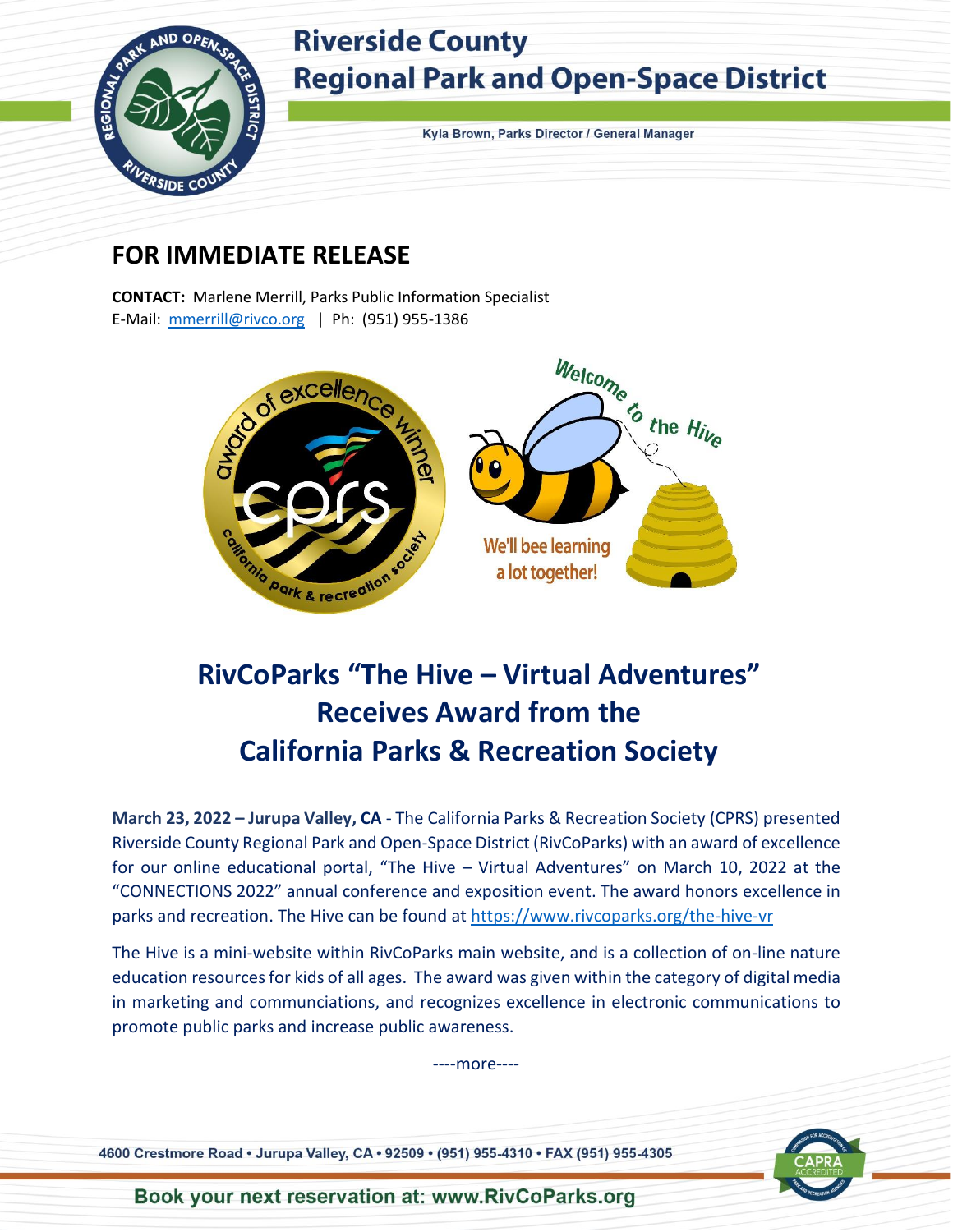# Riverside County Regional Park and Open-Space District

Kyla Brown, Parks Director / General Manager

## FOR IMMEDIATE RELEASE

**CONTACT:** Marlene Merrill, Parks Public Information Specialist
E-Mail: mmerrill@rivco.org | Ph: (951) 955-1386

## RivCoParks "The Hive – Virtual Adventures" Receives Award from the California Parks & Recreation Society

**March 23, 2022 – Jurupa Valley, CA** - The California Parks & Recreation Society (CPRS) presented Riverside County Regional Park and Open-Space District (RivCoParks) with an award of excellence for our online educational portal, "The Hive – Virtual Adventures" on March 10, 2022 at the "CONNECTIONS 2022" annual conference and exposition event. The award honors excellence in parks and recreation. The Hive can be found at https://www.rivcoparks.org/the-hive-vr

The Hive is a mini-website within RivCoParks main website, and is a collection of on-line nature education resources for kids of all ages. The award was given within the category of digital media in marketing and communciations, and recognizes excellence in electronic communications to promote public parks and increase public awareness.

----more----

4600 Crestmore Road • Jurupa Valley, CA • 92509 • (951) 955-4310 • FAX (951) 955-4305

Book your next reservation at: www.RivCoParks.org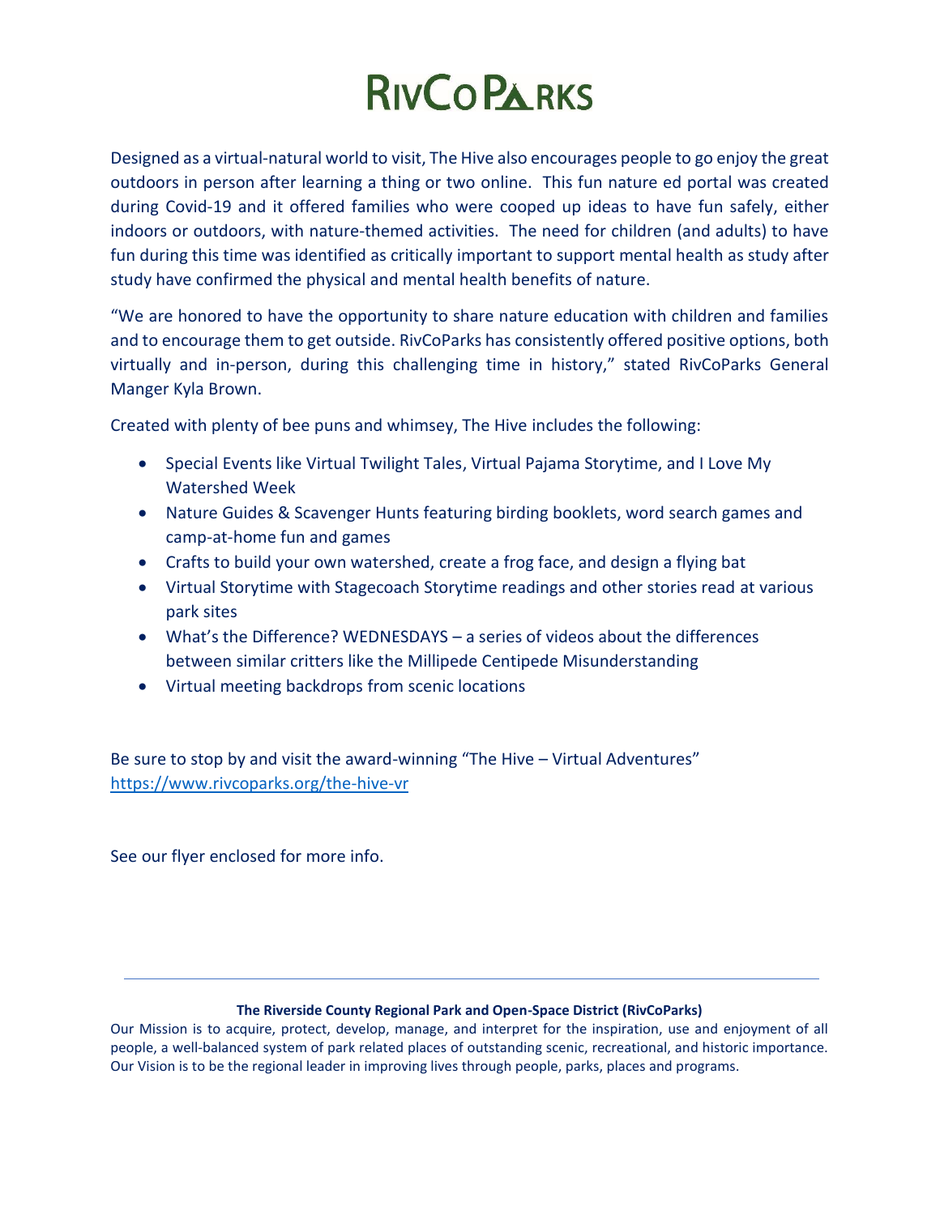# RivCoParks

Designed as a virtual-natural world to visit, The Hive also encourages people to go enjoy the great outdoors in person after learning a thing or two online. This fun nature ed portal was created during Covid-19 and it offered families who were cooped up ideas to have fun safely, either indoors or outdoors, with nature-themed activities. The need for children (and adults) to have fun during this time was identified as critically important to support mental health as study after study have confirmed the physical and mental health benefits of nature.

"We are honored to have the opportunity to share nature education with children and families and to encourage them to get outside. RivCoParks has consistently offered positive options, both virtually and in-person, during this challenging time in history," stated RivCoParks General Manger Kyla Brown.

Created with plenty of bee puns and whimsey, The Hive includes the following:

- Special Events like Virtual Twilight Tales, Virtual Pajama Storytime, and I Love My Watershed Week
- Nature Guides & Scavenger Hunts featuring birding booklets, word search games and camp-at-home fun and games
- Crafts to build your own watershed, create a frog face, and design a flying bat
- Virtual Storytime with Stagecoach Storytime readings and other stories read at various park sites
- What's the Difference? WEDNESDAYS – a series of videos about the differences between similar critters like the Millipede Centipede Misunderstanding
- Virtual meeting backdrops from scenic locations

Be sure to stop by and visit the award-winning "The Hive – Virtual Adventures" https://www.rivcoparks.org/the-hive-vr

See our flyer enclosed for more info.

---

**The Riverside County Regional Park and Open-Space District (RivCoParks)**

Our Mission is to acquire, protect, develop, manage, and interpret for the inspiration, use and enjoyment of all people, a well-balanced system of park related places of outstanding scenic, recreational, and historic importance. Our Vision is to be the regional leader in improving lives through people, parks, places and programs.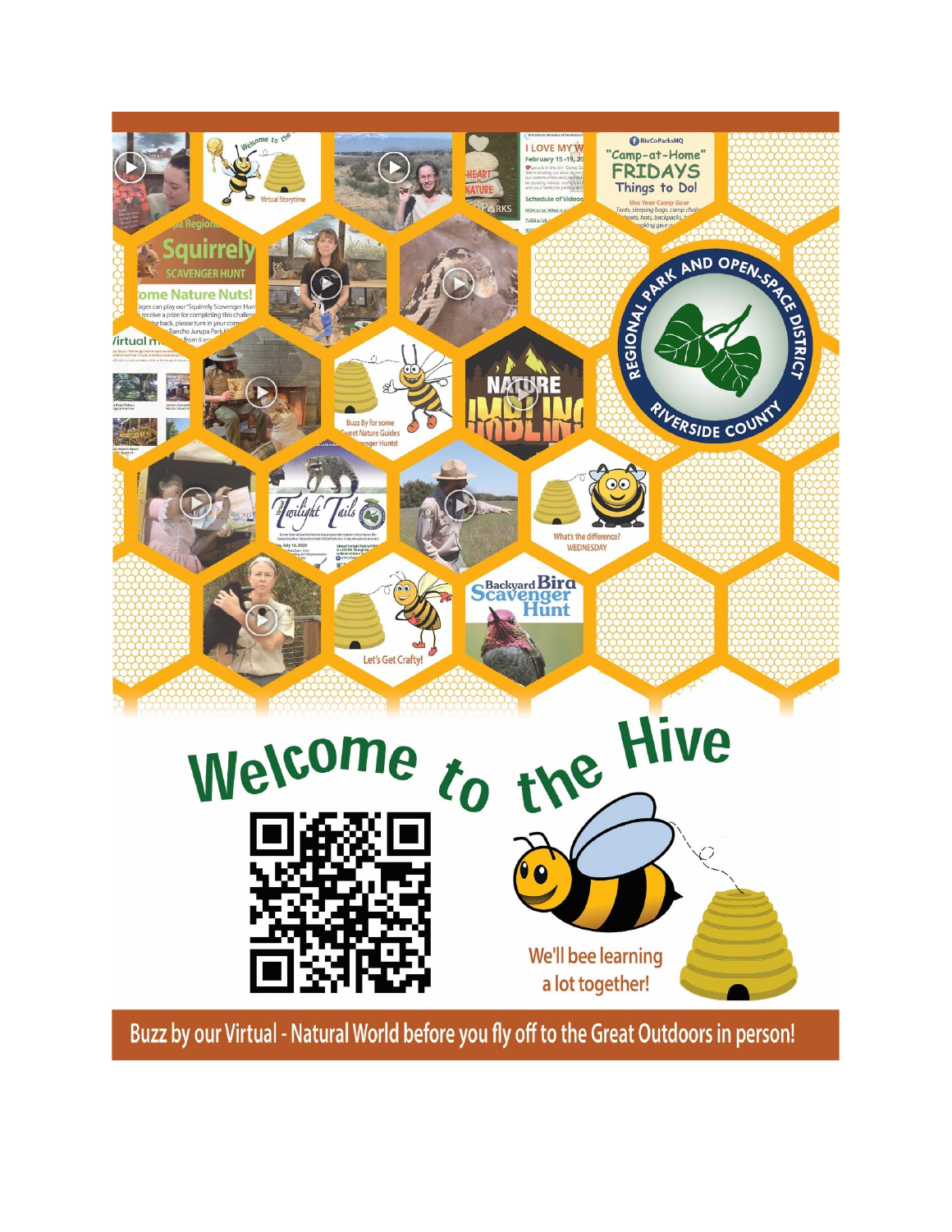# Welcome to the Hive

We'll bee learning a lot together!

Buzz by our Virtual - Natural World before you fly off to the Great Outdoors in person!